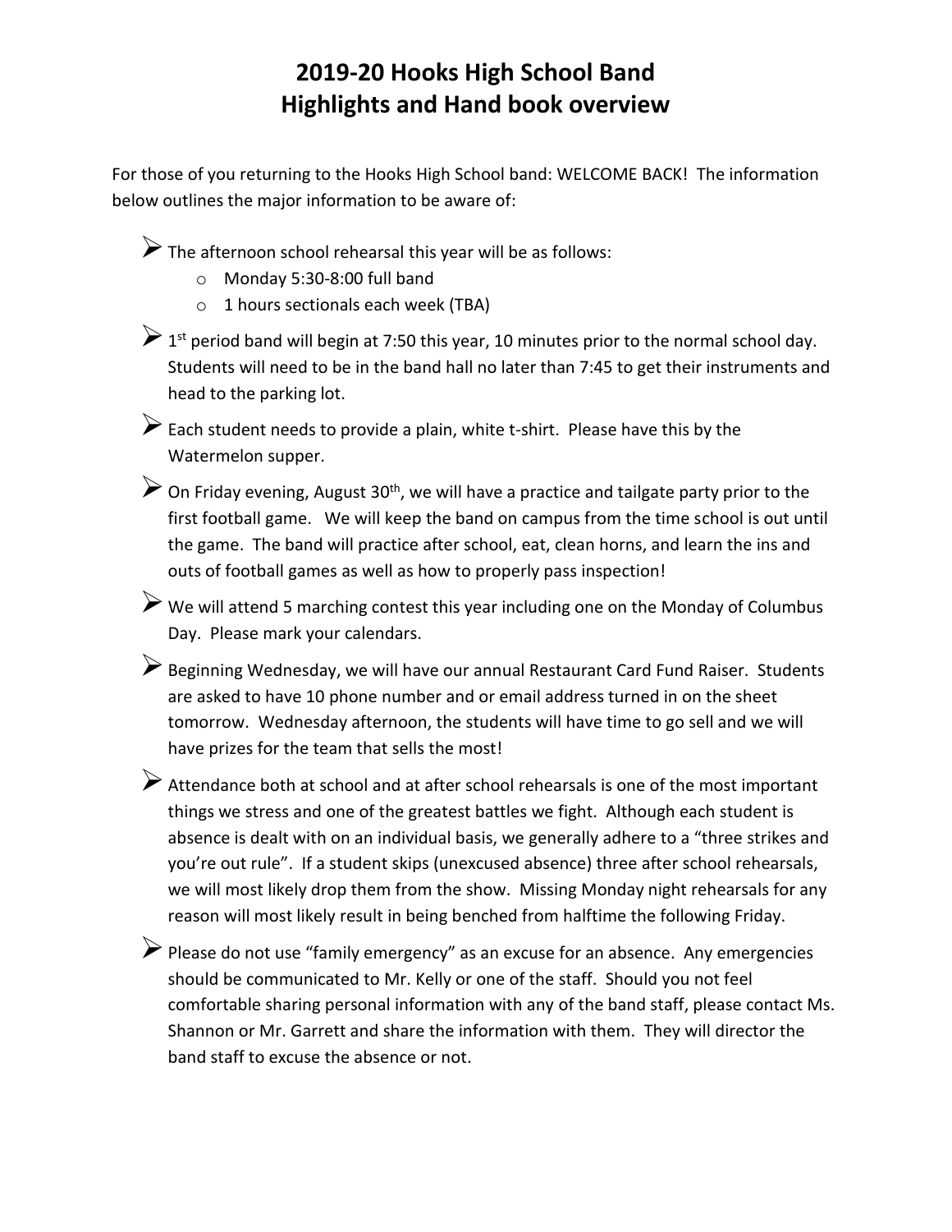# 2019-20 Hooks High School Band
# Highlights and Hand book overview

For those of you returning to the Hooks High School band: WELCOME BACK! The information below outlines the major information to be aware of:

- The afternoon school rehearsal this year will be as follows:
  - Monday 5:30-8:00 full band
  - 1 hours sectionals each week (TBA)
- 1st period band will begin at 7:50 this year, 10 minutes prior to the normal school day. Students will need to be in the band hall no later than 7:45 to get their instruments and head to the parking lot.
- Each student needs to provide a plain, white t-shirt. Please have this by the Watermelon supper.
- On Friday evening, August 30th, we will have a practice and tailgate party prior to the first football game. We will keep the band on campus from the time school is out until the game. The band will practice after school, eat, clean horns, and learn the ins and outs of football games as well as how to properly pass inspection!
- We will attend 5 marching contest this year including one on the Monday of Columbus Day. Please mark your calendars.
- Beginning Wednesday, we will have our annual Restaurant Card Fund Raiser. Students are asked to have 10 phone number and or email address turned in on the sheet tomorrow. Wednesday afternoon, the students will have time to go sell and we will have prizes for the team that sells the most!
- Attendance both at school and at after school rehearsals is one of the most important things we stress and one of the greatest battles we fight. Although each student is absence is dealt with on an individual basis, we generally adhere to a "three strikes and you're out rule". If a student skips (unexcused absence) three after school rehearsals, we will most likely drop them from the show. Missing Monday night rehearsals for any reason will most likely result in being benched from halftime the following Friday.
- Please do not use "family emergency" as an excuse for an absence. Any emergencies should be communicated to Mr. Kelly or one of the staff. Should you not feel comfortable sharing personal information with any of the band staff, please contact Ms. Shannon or Mr. Garrett and share the information with them. They will director the band staff to excuse the absence or not.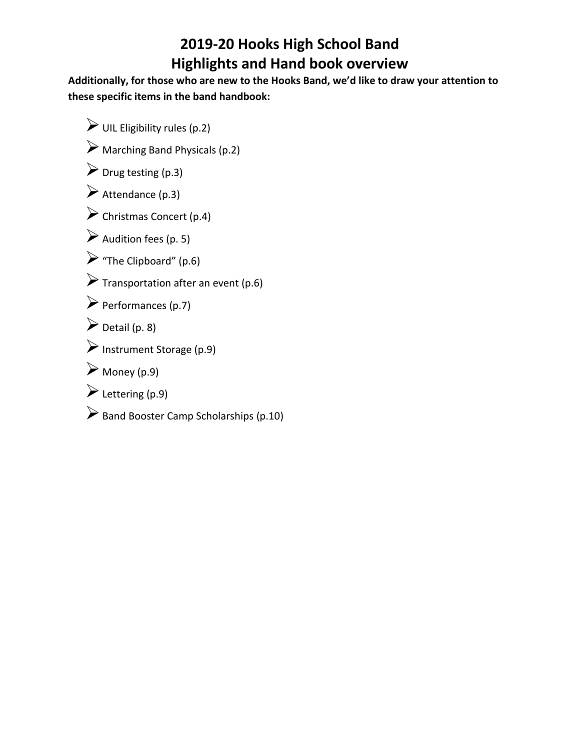# 2019-20 Hooks High School Band
# Highlights and Hand book overview

**Additionally, for those who are new to the Hooks Band, we'd like to draw your attention to these specific items in the band handbook:**

- UIL Eligibility rules (p.2)
- Marching Band Physicals (p.2)
- Drug testing (p.3)
- Attendance (p.3)
- Christmas Concert (p.4)
- Audition fees (p. 5)
- "The Clipboard" (p.6)
- Transportation after an event (p.6)
- Performances (p.7)
- Detail (p. 8)
- Instrument Storage (p.9)
- Money (p.9)
- Lettering (p.9)
- Band Booster Camp Scholarships (p.10)